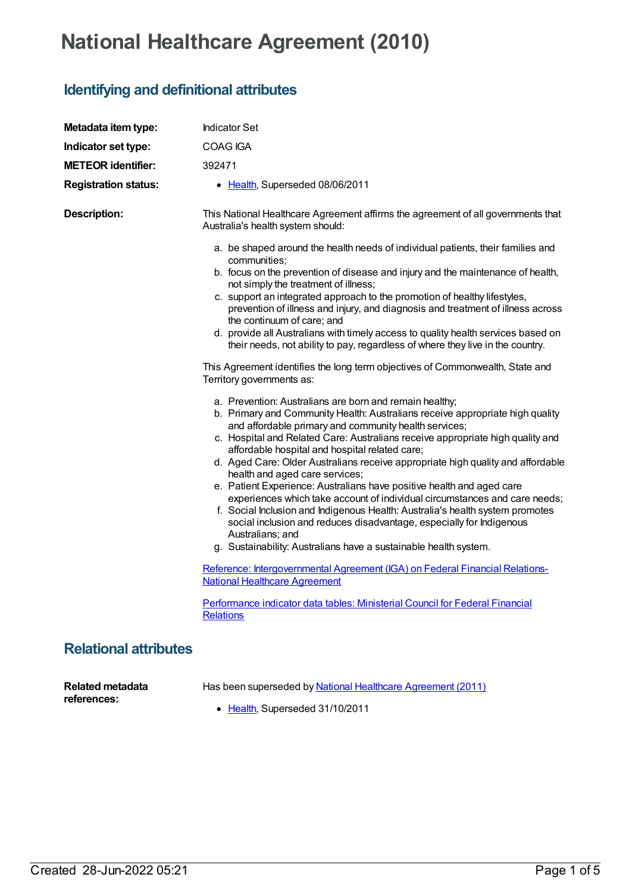# National Healthcare Agreement (2010)

## Identifying and definitional attributes

**Metadata item type:** Indicator Set

**Indicator set type:** COAG IGA

**METEOR identifier:** 392471

**Registration status:**

- Health, Superseded 08/06/2011

**Description:**

This National Healthcare Agreement affirms the agreement of all governments that Australia's health system should:

a. be shaped around the health needs of individual patients, their families and communities;
b. focus on the prevention of disease and injury and the maintenance of health, not simply the treatment of illness;
c. support an integrated approach to the promotion of healthy lifestyles, prevention of illness and injury, and diagnosis and treatment of illness across the continuum of care; and
d. provide all Australians with timely access to quality health services based on their needs, not ability to pay, regardless of where they live in the country.

This Agreement identifies the long term objectives of Commonwealth, State and Territory governments as:

a. Prevention: Australians are born and remain healthy;
b. Primary and Community Health: Australians receive appropriate high quality and affordable primary and community health services;
c. Hospital and Related Care: Australians receive appropriate high quality and affordable hospital and hospital related care;
d. Aged Care: Older Australians receive appropriate high quality and affordable health and aged care services;
e. Patient Experience: Australians have positive health and aged care experiences which take account of individual circumstances and care needs;
f. Social Inclusion and Indigenous Health: Australia's health system promotes social inclusion and reduces disadvantage, especially for Indigenous Australians; and
g. Sustainability: Australians have a sustainable health system.

Reference: Intergovernmental Agreement (IGA) on Federal Financial Relations-National Healthcare Agreement

Performance indicator data tables: Ministerial Council for Federal Financial Relations

## Relational attributes

**Related metadata references:**

Has been superseded by National Healthcare Agreement (2011)

- Health, Superseded 31/10/2011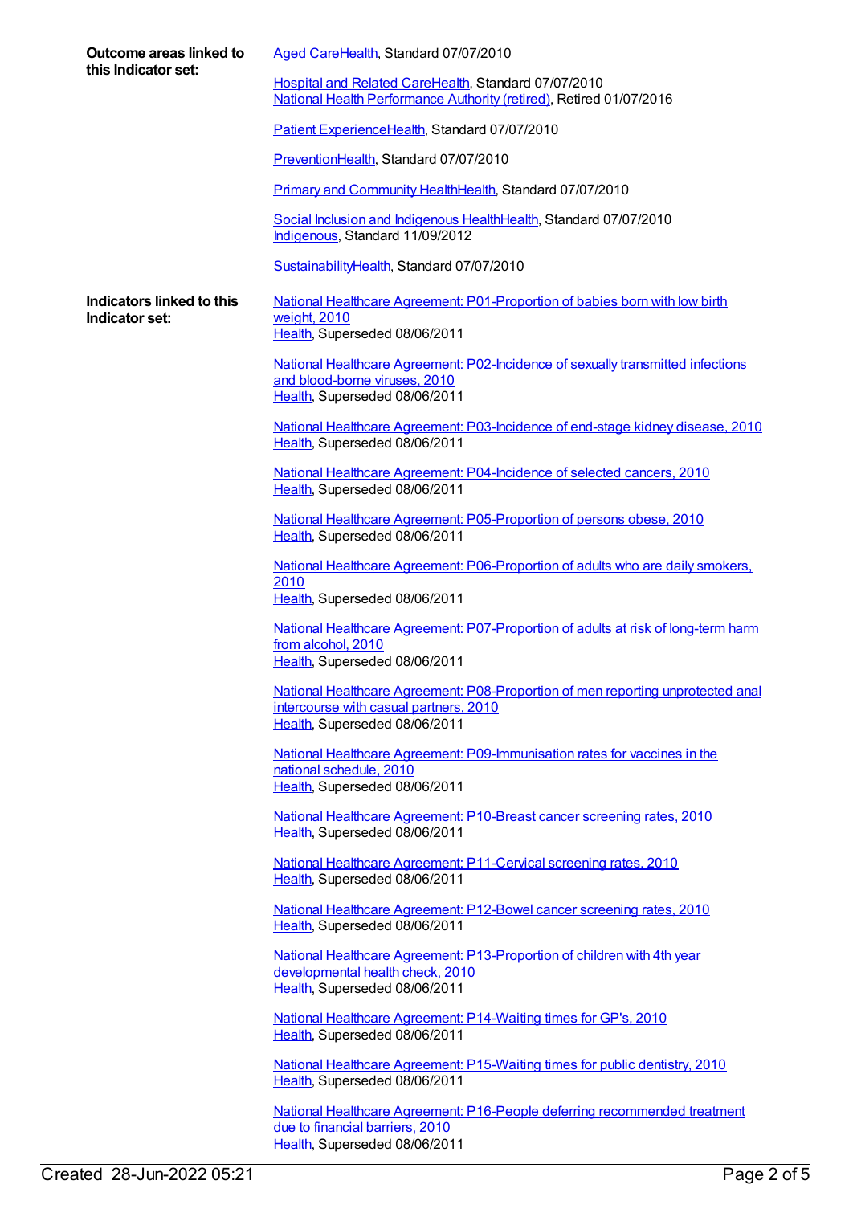**Outcome areas linked to this Indicator set:**

Aged CareHealth, Standard 07/07/2010

Hospital and Related CareHealth, Standard 07/07/2010
National Health Performance Authority (retired), Retired 01/07/2016

Patient ExperienceHealth, Standard 07/07/2010

PreventionHealth, Standard 07/07/2010

Primary and Community HealthHealth, Standard 07/07/2010

Social Inclusion and Indigenous HealthHealth, Standard 07/07/2010
Indigenous, Standard 11/09/2012

SustainabilityHealth, Standard 07/07/2010

**Indicators linked to this Indicator set:**

National Healthcare Agreement: P01-Proportion of babies born with low birth weight, 2010
Health, Superseded 08/06/2011

National Healthcare Agreement: P02-Incidence of sexually transmitted infections and blood-borne viruses, 2010
Health, Superseded 08/06/2011

National Healthcare Agreement: P03-Incidence of end-stage kidney disease, 2010
Health, Superseded 08/06/2011

National Healthcare Agreement: P04-Incidence of selected cancers, 2010
Health, Superseded 08/06/2011

National Healthcare Agreement: P05-Proportion of persons obese, 2010
Health, Superseded 08/06/2011

National Healthcare Agreement: P06-Proportion of adults who are daily smokers, 2010
Health, Superseded 08/06/2011

National Healthcare Agreement: P07-Proportion of adults at risk of long-term harm from alcohol, 2010
Health, Superseded 08/06/2011

National Healthcare Agreement: P08-Proportion of men reporting unprotected anal intercourse with casual partners, 2010
Health, Superseded 08/06/2011

National Healthcare Agreement: P09-Immunisation rates for vaccines in the national schedule, 2010
Health, Superseded 08/06/2011

National Healthcare Agreement: P10-Breast cancer screening rates, 2010
Health, Superseded 08/06/2011

National Healthcare Agreement: P11-Cervical screening rates, 2010
Health, Superseded 08/06/2011

National Healthcare Agreement: P12-Bowel cancer screening rates, 2010
Health, Superseded 08/06/2011

National Healthcare Agreement: P13-Proportion of children with 4th year developmental health check, 2010
Health, Superseded 08/06/2011

National Healthcare Agreement: P14-Waiting times for GP's, 2010
Health, Superseded 08/06/2011

National Healthcare Agreement: P15-Waiting times for public dentistry, 2010
Health, Superseded 08/06/2011

National Healthcare Agreement: P16-People deferring recommended treatment due to financial barriers, 2010
Health, Superseded 08/06/2011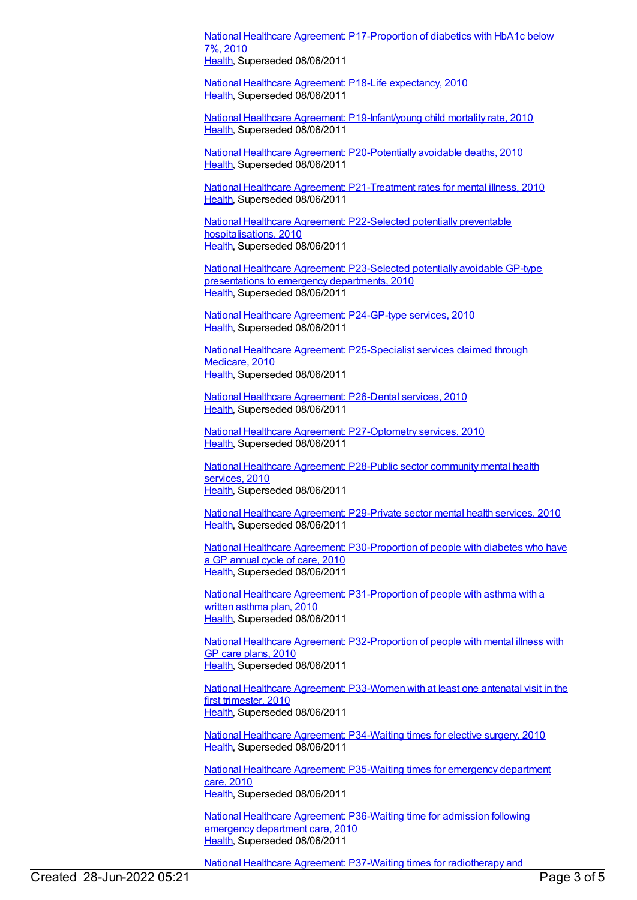National Healthcare Agreement: P17-Proportion of diabetics with HbA1c below 7%, 2010
Health, Superseded 08/06/2011

National Healthcare Agreement: P18-Life expectancy, 2010
Health, Superseded 08/06/2011

National Healthcare Agreement: P19-Infant/young child mortality rate, 2010
Health, Superseded 08/06/2011

National Healthcare Agreement: P20-Potentially avoidable deaths, 2010
Health, Superseded 08/06/2011

National Healthcare Agreement: P21-Treatment rates for mental illness, 2010
Health, Superseded 08/06/2011

National Healthcare Agreement: P22-Selected potentially preventable hospitalisations, 2010
Health, Superseded 08/06/2011

National Healthcare Agreement: P23-Selected potentially avoidable GP-type presentations to emergency departments, 2010
Health, Superseded 08/06/2011

National Healthcare Agreement: P24-GP-type services, 2010
Health, Superseded 08/06/2011

National Healthcare Agreement: P25-Specialist services claimed through Medicare, 2010
Health, Superseded 08/06/2011

National Healthcare Agreement: P26-Dental services, 2010
Health, Superseded 08/06/2011

National Healthcare Agreement: P27-Optometry services, 2010
Health, Superseded 08/06/2011

National Healthcare Agreement: P28-Public sector community mental health services, 2010
Health, Superseded 08/06/2011

National Healthcare Agreement: P29-Private sector mental health services, 2010
Health, Superseded 08/06/2011

National Healthcare Agreement: P30-Proportion of people with diabetes who have a GP annual cycle of care, 2010
Health, Superseded 08/06/2011

National Healthcare Agreement: P31-Proportion of people with asthma with a written asthma plan, 2010
Health, Superseded 08/06/2011

National Healthcare Agreement: P32-Proportion of people with mental illness with GP care plans, 2010
Health, Superseded 08/06/2011

National Healthcare Agreement: P33-Women with at least one antenatal visit in the first trimester, 2010
Health, Superseded 08/06/2011

National Healthcare Agreement: P34-Waiting times for elective surgery, 2010
Health, Superseded 08/06/2011

National Healthcare Agreement: P35-Waiting times for emergency department care, 2010
Health, Superseded 08/06/2011

National Healthcare Agreement: P36-Waiting time for admission following emergency department care, 2010
Health, Superseded 08/06/2011

National Healthcare Agreement: P37-Waiting times for radiotherapy and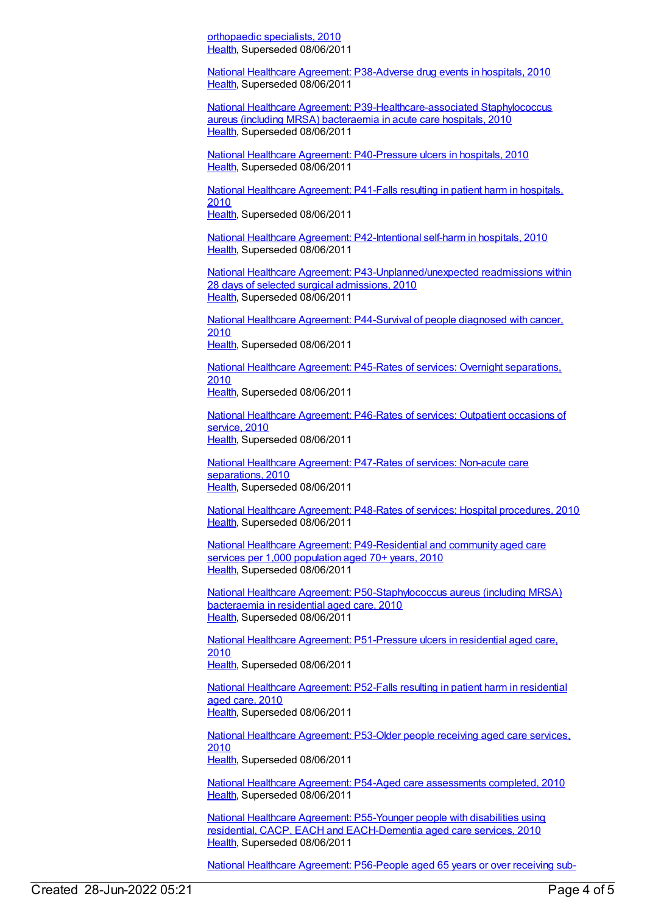[orthopaedic specialists, 2010](#)
[Health](#), Superseded 08/06/2011

[National Healthcare Agreement: P38-Adverse drug events in hospitals, 2010](#)
[Health](#), Superseded 08/06/2011

[National Healthcare Agreement: P39-Healthcare-associated Staphylococcus aureus (including MRSA) bacteraemia in acute care hospitals, 2010](#)
[Health](#), Superseded 08/06/2011

[National Healthcare Agreement: P40-Pressure ulcers in hospitals, 2010](#)
[Health](#), Superseded 08/06/2011

[National Healthcare Agreement: P41-Falls resulting in patient harm in hospitals, 2010](#)
[Health](#), Superseded 08/06/2011

[National Healthcare Agreement: P42-Intentional self-harm in hospitals, 2010](#)
[Health](#), Superseded 08/06/2011

[National Healthcare Agreement: P43-Unplanned/unexpected readmissions within 28 days of selected surgical admissions, 2010](#)
[Health](#), Superseded 08/06/2011

[National Healthcare Agreement: P44-Survival of people diagnosed with cancer, 2010](#)
[Health](#), Superseded 08/06/2011

[National Healthcare Agreement: P45-Rates of services: Overnight separations, 2010](#)
[Health](#), Superseded 08/06/2011

[National Healthcare Agreement: P46-Rates of services: Outpatient occasions of service, 2010](#)
[Health](#), Superseded 08/06/2011

[National Healthcare Agreement: P47-Rates of services: Non-acute care separations, 2010](#)
[Health](#), Superseded 08/06/2011

[National Healthcare Agreement: P48-Rates of services: Hospital procedures, 2010](#)
[Health](#), Superseded 08/06/2011

[National Healthcare Agreement: P49-Residential and community aged care services per 1,000 population aged 70+ years, 2010](#)
[Health](#), Superseded 08/06/2011

[National Healthcare Agreement: P50-Staphylococcus aureus (including MRSA) bacteraemia in residential aged care, 2010](#)
[Health](#), Superseded 08/06/2011

[National Healthcare Agreement: P51-Pressure ulcers in residential aged care, 2010](#)
[Health](#), Superseded 08/06/2011

[National Healthcare Agreement: P52-Falls resulting in patient harm in residential aged care, 2010](#)
[Health](#), Superseded 08/06/2011

[National Healthcare Agreement: P53-Older people receiving aged care services, 2010](#)
[Health](#), Superseded 08/06/2011

[National Healthcare Agreement: P54-Aged care assessments completed, 2010](#)
[Health](#), Superseded 08/06/2011

[National Healthcare Agreement: P55-Younger people with disabilities using residential, CACP, EACH and EACH-Dementia aged care services, 2010](#)
[Health](#), Superseded 08/06/2011

[National Healthcare Agreement: P56-People aged 65 years or over receiving sub-](#)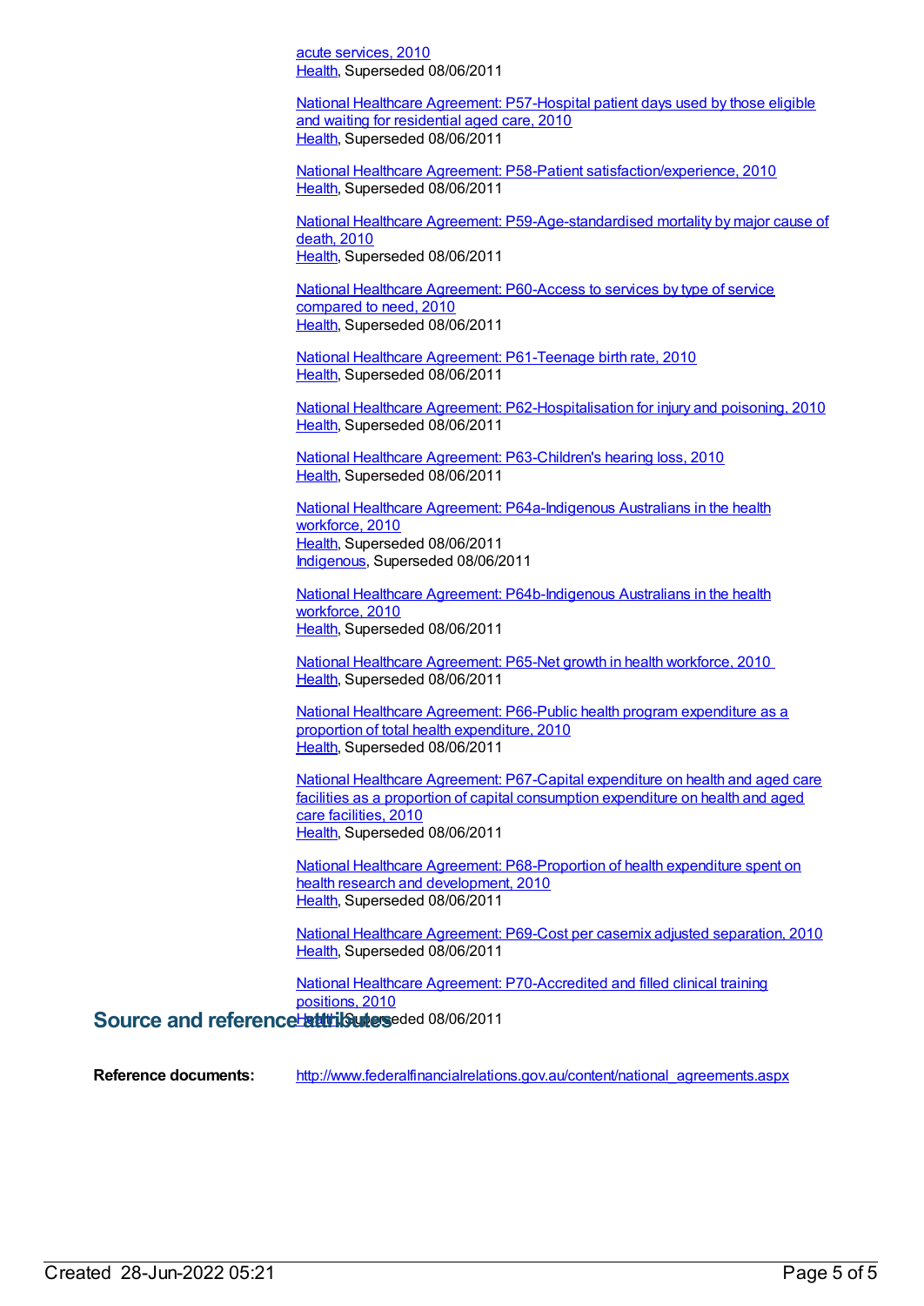acute services, 2010
Health, Superseded 08/06/2011

National Healthcare Agreement: P57-Hospital patient days used by those eligible and waiting for residential aged care, 2010
Health, Superseded 08/06/2011

National Healthcare Agreement: P58-Patient satisfaction/experience, 2010
Health, Superseded 08/06/2011

National Healthcare Agreement: P59-Age-standardised mortality by major cause of death, 2010
Health, Superseded 08/06/2011

National Healthcare Agreement: P60-Access to services by type of service compared to need, 2010
Health, Superseded 08/06/2011

National Healthcare Agreement: P61-Teenage birth rate, 2010
Health, Superseded 08/06/2011

National Healthcare Agreement: P62-Hospitalisation for injury and poisoning, 2010
Health, Superseded 08/06/2011

National Healthcare Agreement: P63-Children's hearing loss, 2010
Health, Superseded 08/06/2011

National Healthcare Agreement: P64a-Indigenous Australians in the health workforce, 2010
Health, Superseded 08/06/2011
Indigenous, Superseded 08/06/2011

National Healthcare Agreement: P64b-Indigenous Australians in the health workforce, 2010
Health, Superseded 08/06/2011

National Healthcare Agreement: P65-Net growth in health workforce, 2010
Health, Superseded 08/06/2011

National Healthcare Agreement: P66-Public health program expenditure as a proportion of total health expenditure, 2010
Health, Superseded 08/06/2011

National Healthcare Agreement: P67-Capital expenditure on health and aged care facilities as a proportion of capital consumption expenditure on health and aged care facilities, 2010
Health, Superseded 08/06/2011

National Healthcare Agreement: P68-Proportion of health expenditure spent on health research and development, 2010
Health, Superseded 08/06/2011

National Healthcare Agreement: P69-Cost per casemix adjusted separation, 2010
Health, Superseded 08/06/2011

National Healthcare Agreement: P70-Accredited and filled clinical training positions, 2010
Health, Superseded 08/06/2011

## Source and reference attributes

**Reference documents:** http://www.federalfinancialrelations.gov.au/content/national_agreements.aspx